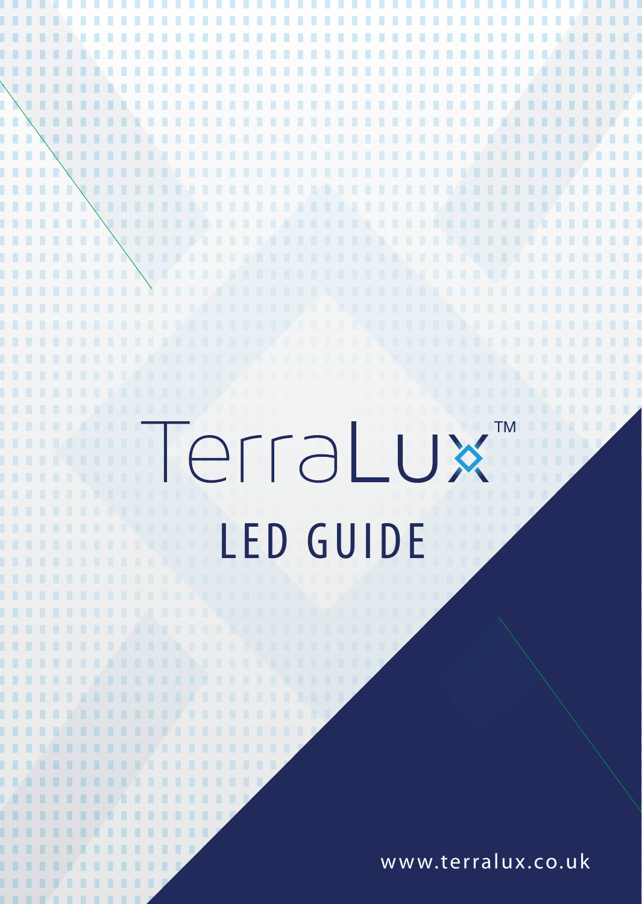# TerraLux™

## LED GUIDE

www.terralux.co.uk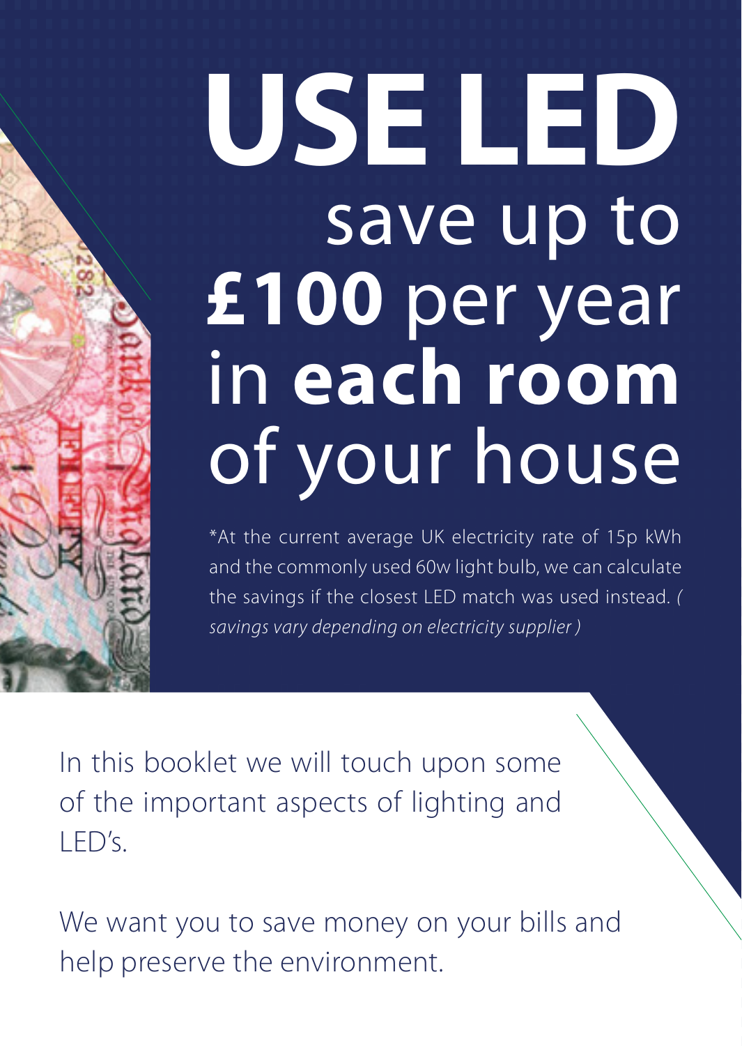# USE LED

## save up to **£100** per year in **each room** of your house

*At the current average UK electricity rate of 15p kWh and the commonly used 60w light bulb, we can calculate the savings if the closest LED match was used instead. *( savings vary depending on electricity supplier )*

In this booklet we will touch upon some of the important aspects of lighting and LED's.

We want you to save money on your bills and help preserve the environment.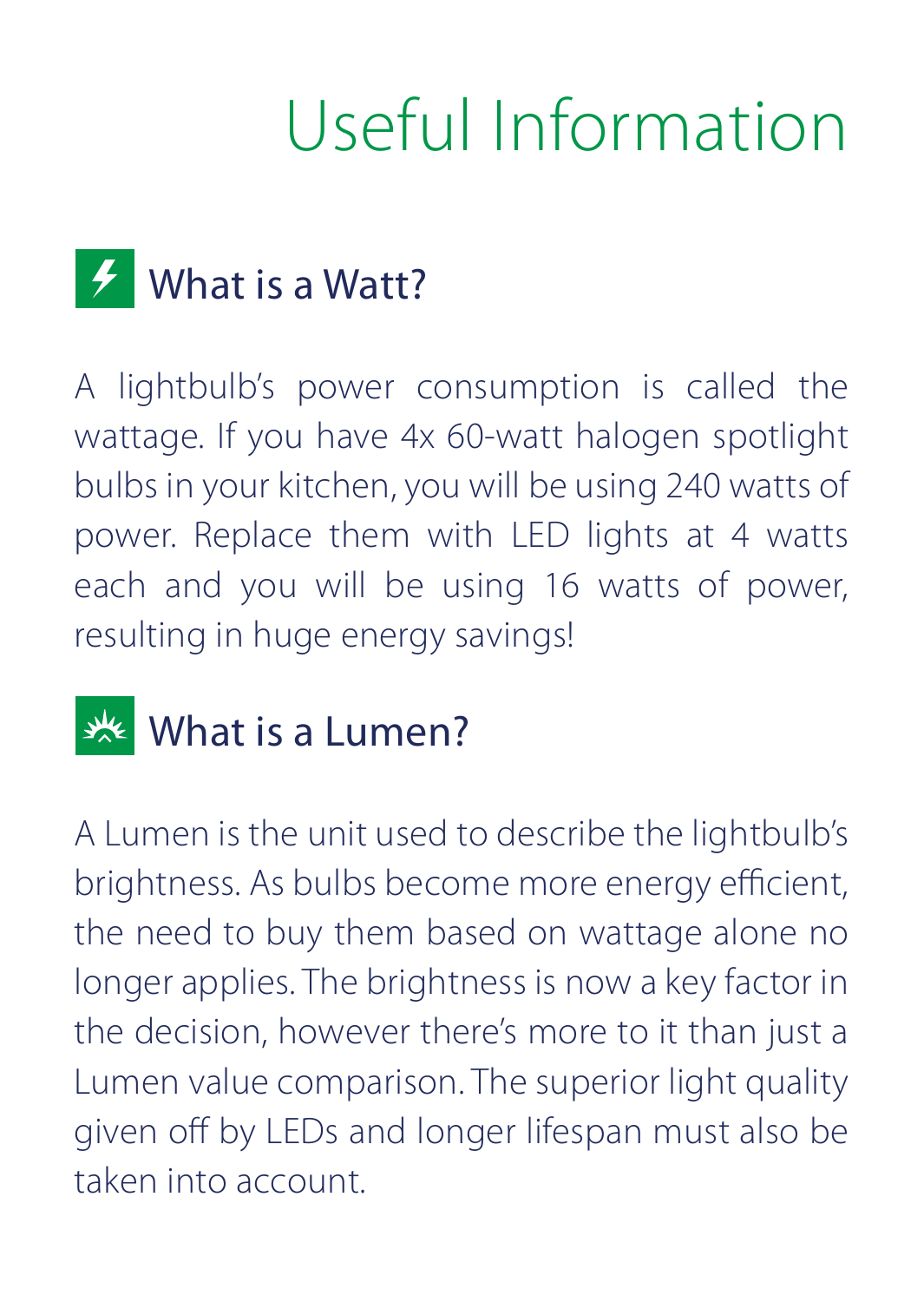# Useful Information

## What is a Watt?

A lightbulb's power consumption is called the wattage. If you have 4x 60-watt halogen spotlight bulbs in your kitchen, you will be using 240 watts of power. Replace them with LED lights at 4 watts each and you will be using 16 watts of power, resulting in huge energy savings!

## What is a Lumen?

A Lumen is the unit used to describe the lightbulb's brightness. As bulbs become more energy efficient, the need to buy them based on wattage alone no longer applies. The brightness is now a key factor in the decision, however there's more to it than just a Lumen value comparison. The superior light quality given off by LEDs and longer lifespan must also be taken into account.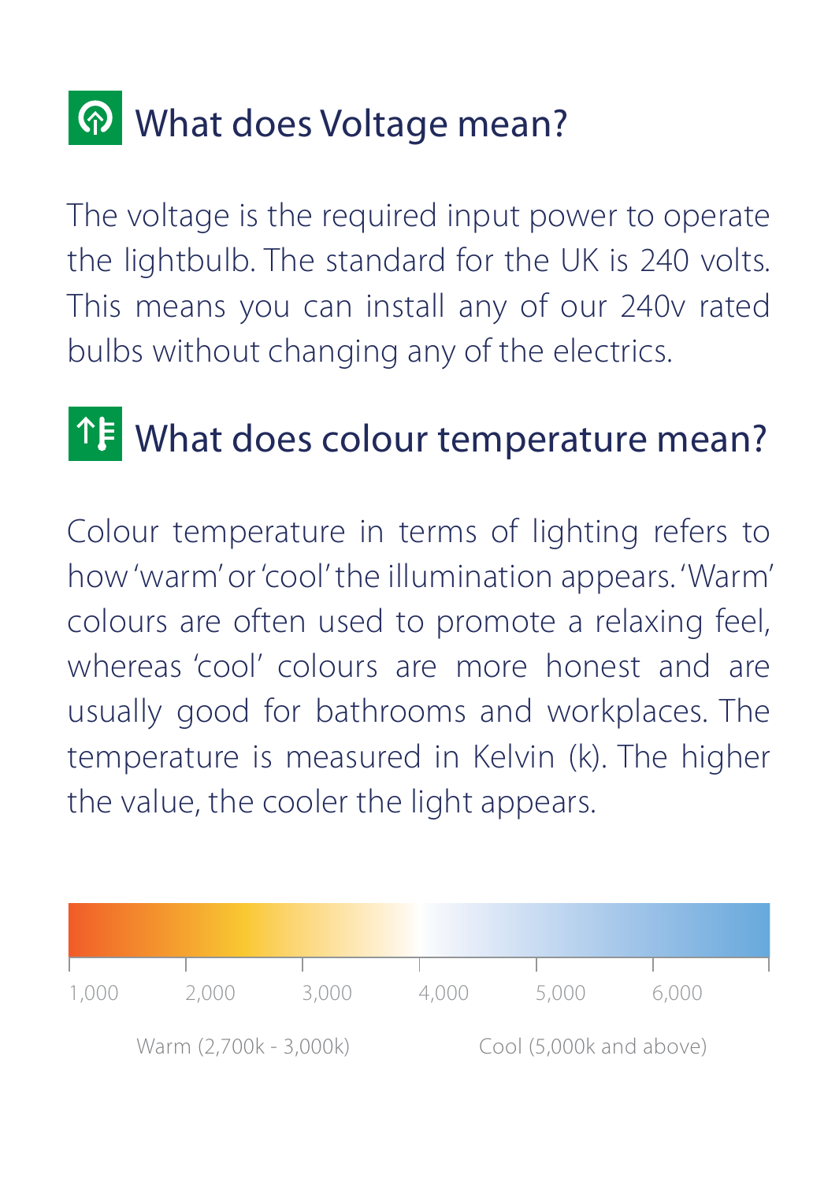## What does Voltage mean?

The voltage is the required input power to operate the lightbulb. The standard for the UK is 240 volts. This means you can install any of our 240v rated bulbs without changing any of the electrics.

## What does colour temperature mean?

Colour temperature in terms of lighting refers to how 'warm' or 'cool' the illumination appears. 'Warm' colours are often used to promote a relaxing feel, whereas 'cool' colours are more honest and are usually good for bathrooms and workplaces. The temperature is measured in Kelvin (k). The higher the value, the cooler the light appears.

1,000 2,000 3,000 4,000 5,000 6,000

Warm (2,700k - 3,000k) Cool (5,000k and above)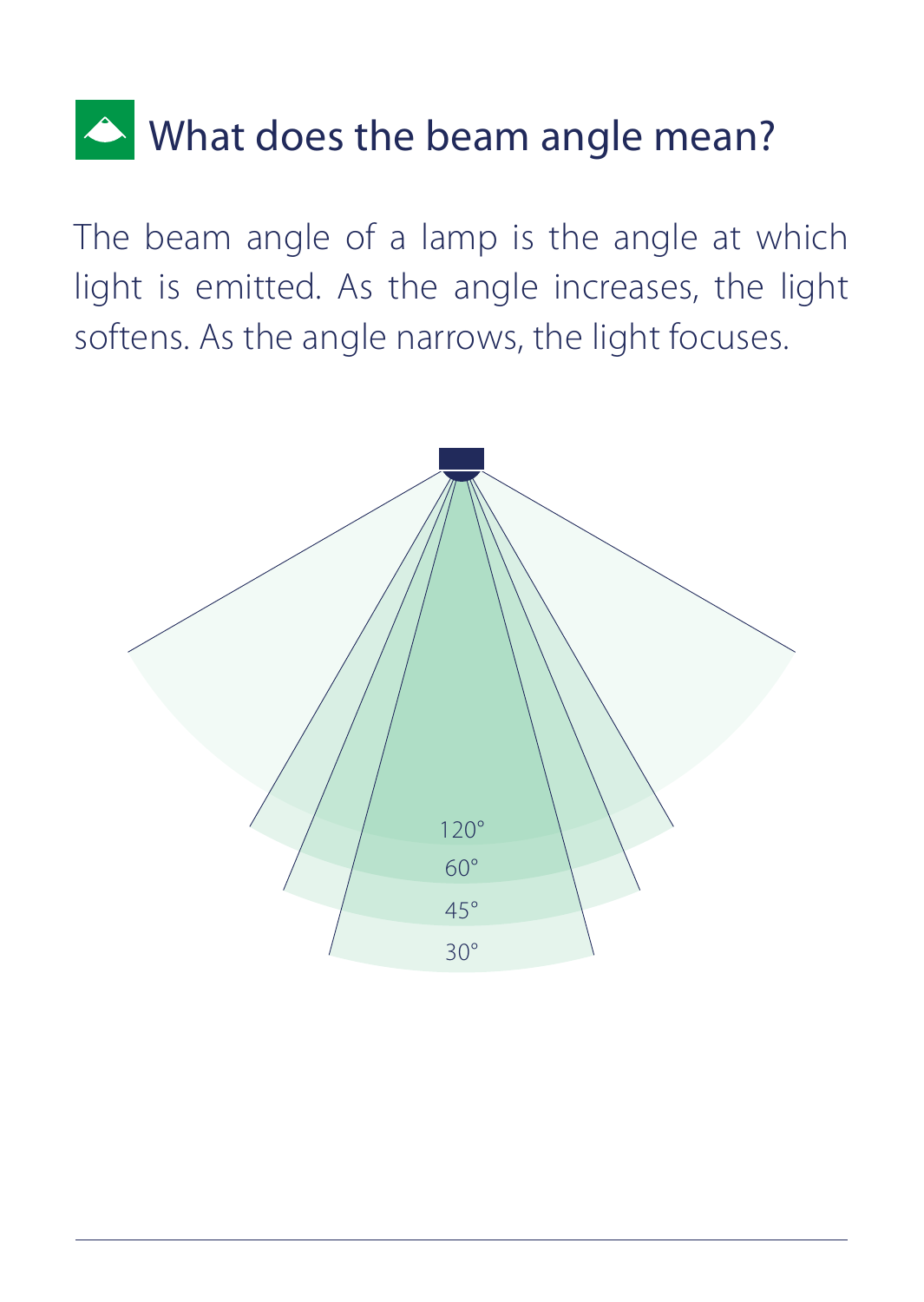# What does the beam angle mean?

The beam angle of a lamp is the angle at which light is emitted. As the angle increases, the light softens. As the angle narrows, the light focuses.

120°

60°

45°

30°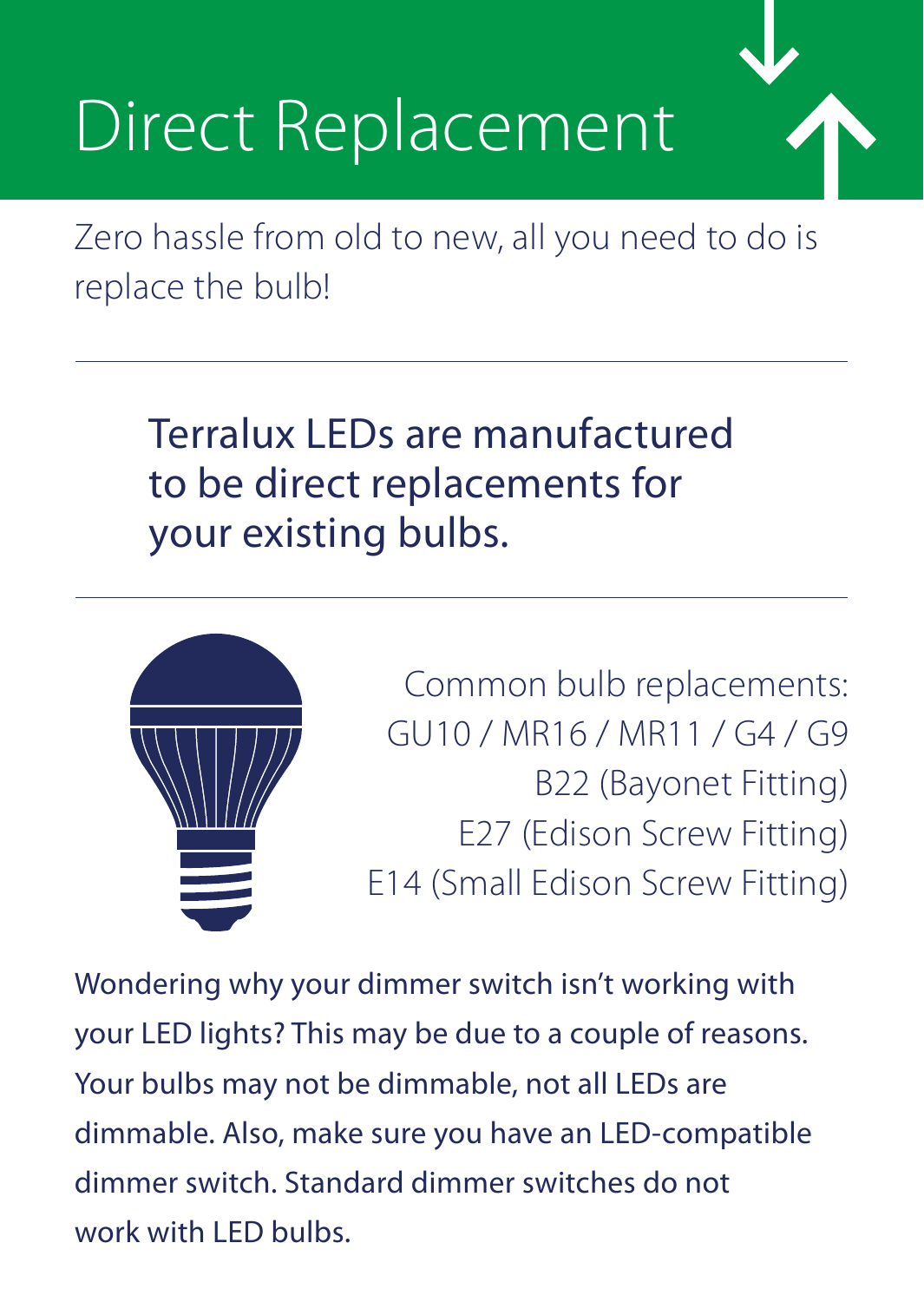# Direct Replacement

Zero hassle from old to new, all you need to do is replace the bulb!

---

**Terralux LEDs are manufactured to be direct replacements for your existing bulbs.**

---

Common bulb replacements:
GU10 / MR16 / MR11 / G4 / G9
B22 (Bayonet Fitting)
E27 (Edison Screw Fitting)
E14 (Small Edison Screw Fitting)

Wondering why your dimmer switch isn't working with your LED lights? This may be due to a couple of reasons. Your bulbs may not be dimmable, not all LEDs are dimmable. Also, make sure you have an LED-compatible dimmer switch. Standard dimmer switches do not work with LED bulbs.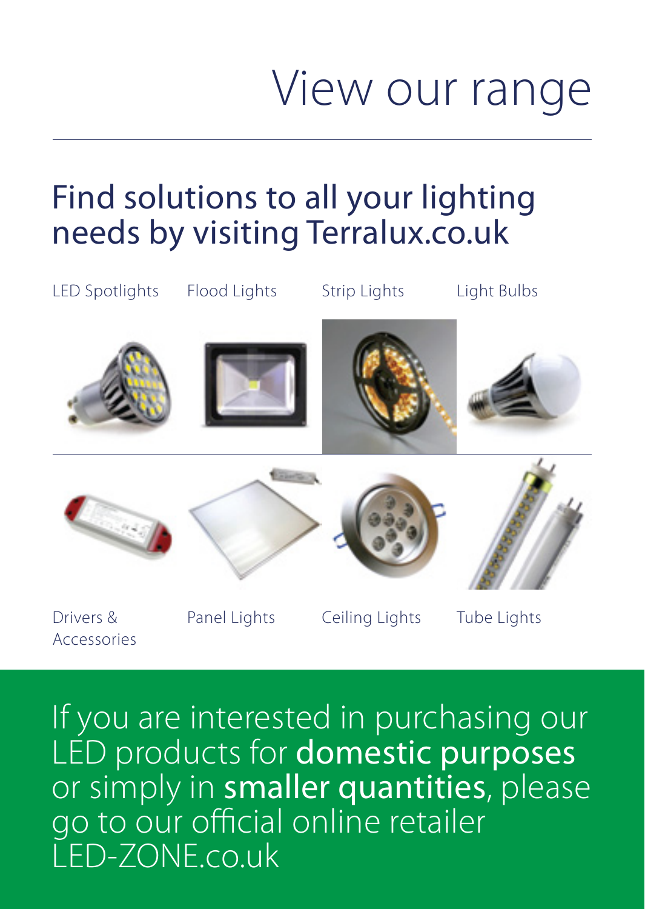# View our range

## Find solutions to all your lighting needs by visiting Terralux.co.uk

LED Spotlights

Flood Lights

Strip Lights

Light Bulbs

Drivers & Accessories

Panel Lights

Ceiling Lights

Tube Lights

If you are interested in purchasing our LED products for **domestic purposes** or simply in **smaller quantities**, please go to our official online retailer LED-ZONE.co.uk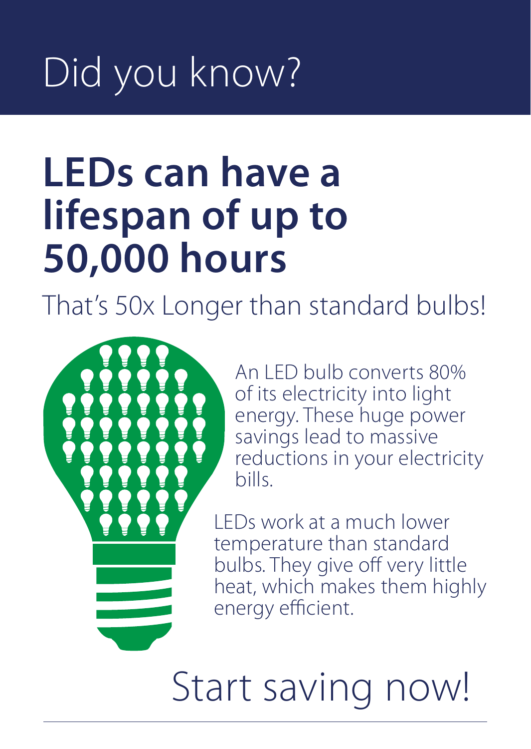# Did you know?

## LEDs can have a lifespan of up to 50,000 hours

That's 50x Longer than standard bulbs!

An LED bulb converts 80% of its electricity into light energy. These huge power savings lead to massive reductions in your electricity bills.

LEDs work at a much lower temperature than standard bulbs. They give off very little heat, which makes them highly energy efficient.

Start saving now!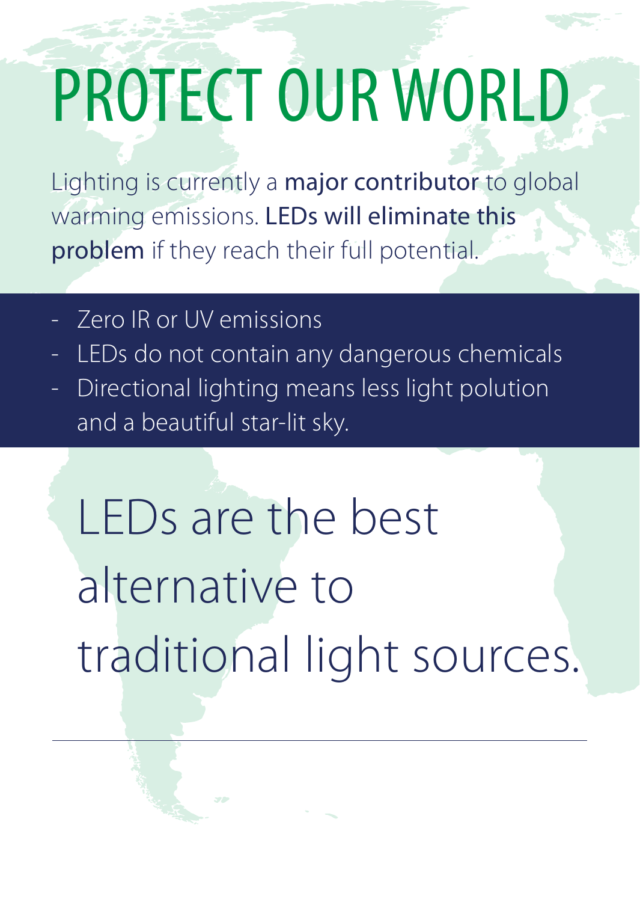# PROTECT OUR WORLD

Lighting is currently a **major contributor** to global warming emissions. **LEDs will eliminate this problem** if they reach their full potential.

- Zero IR or UV emissions
- LEDs do not contain any dangerous chemicals
- Directional lighting means less light polution and a beautiful star-lit sky.

LEDs are the best alternative to traditional light sources.

---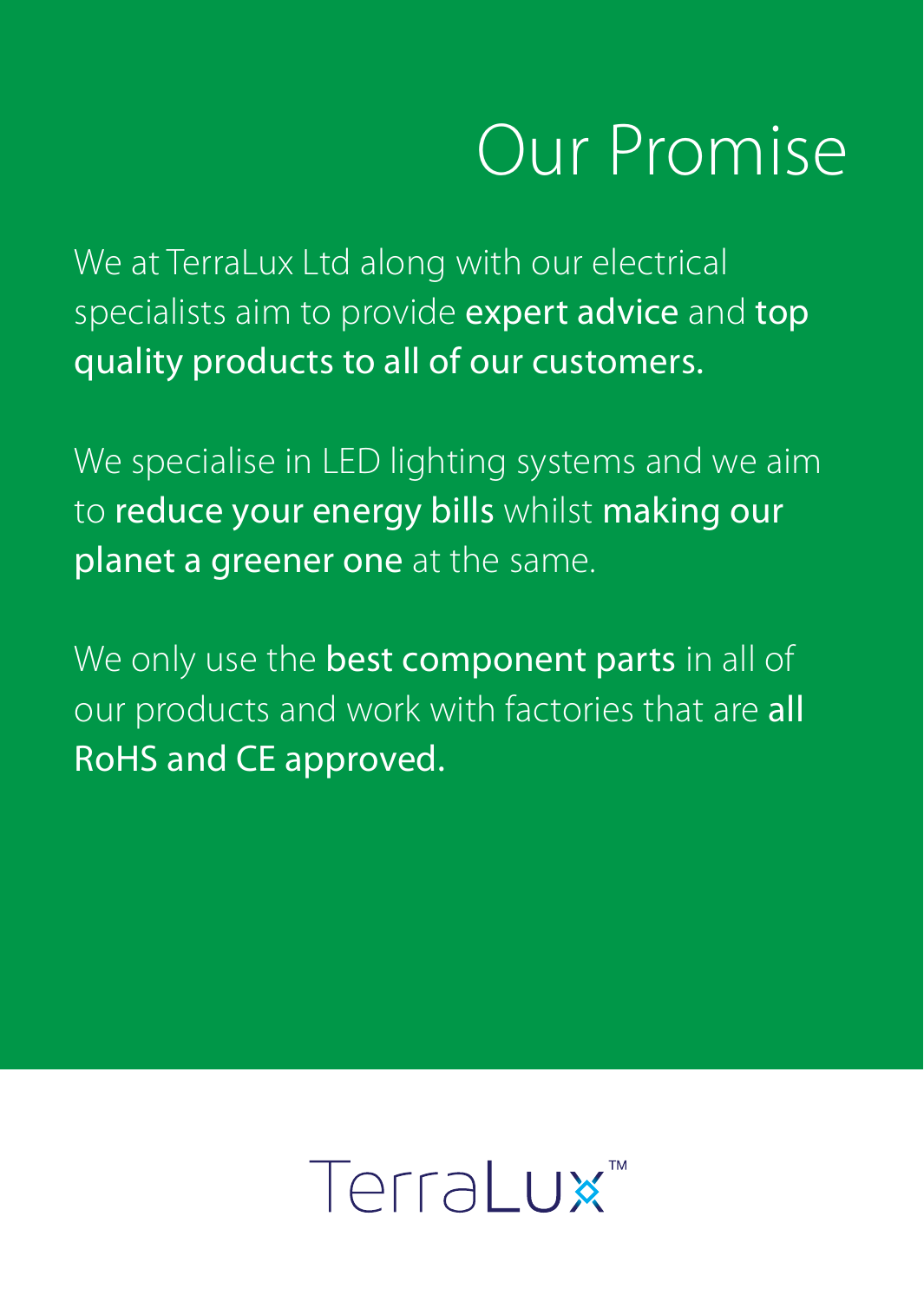# Our Promise

We at TerraLux Ltd along with our electrical specialists aim to provide **expert advice** and **top quality products to all of our customers.**

We specialise in LED lighting systems and we aim to **reduce your energy bills** whilst **making our planet a greener one** at the same.

We only use the **best component parts** in all of our products and work with factories that are **all RoHS and CE approved.**

TerraLux™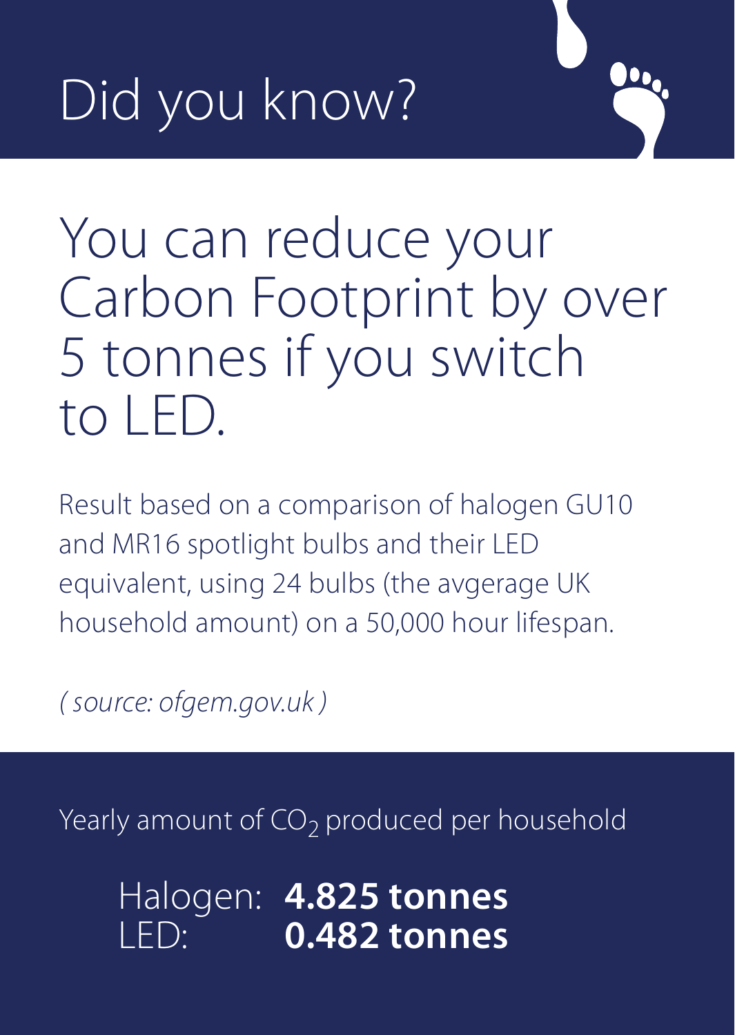# Did you know?

## You can reduce your Carbon Footprint by over 5 tonnes if you switch to LED.

Result based on a comparison of halogen GU10 and MR16 spotlight bulbs and their LED equivalent, using 24 bulbs (the avgerage UK household amount) on a 50,000 hour lifespan.

*( source: ofgem.gov.uk )*

Yearly amount of $CO_2$ produced per household

Halogen: **4.825 tonnes**
LED: **0.482 tonnes**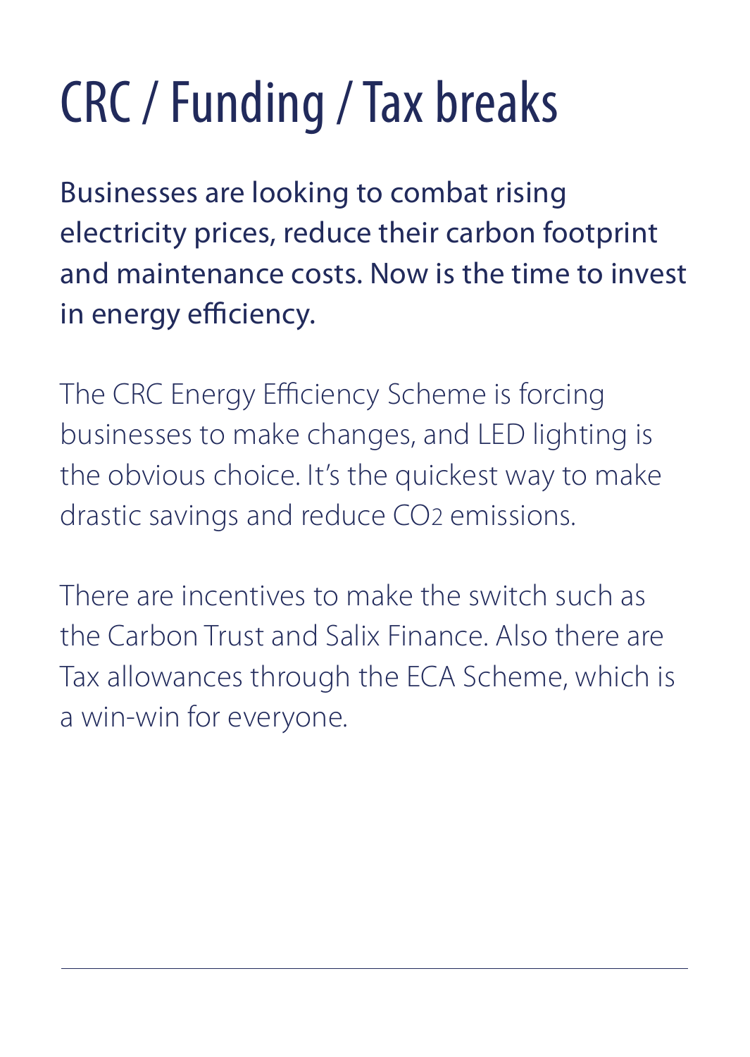# CRC / Funding / Tax breaks

Businesses are looking to combat rising electricity prices, reduce their carbon footprint and maintenance costs. Now is the time to invest in energy efficiency.

The CRC Energy Efficiency Scheme is forcing businesses to make changes, and LED lighting is the obvious choice. It's the quickest way to make drastic savings and reduce $CO_2$ emissions.

There are incentives to make the switch such as the Carbon Trust and Salix Finance. Also there are Tax allowances through the ECA Scheme, which is a win-win for everyone.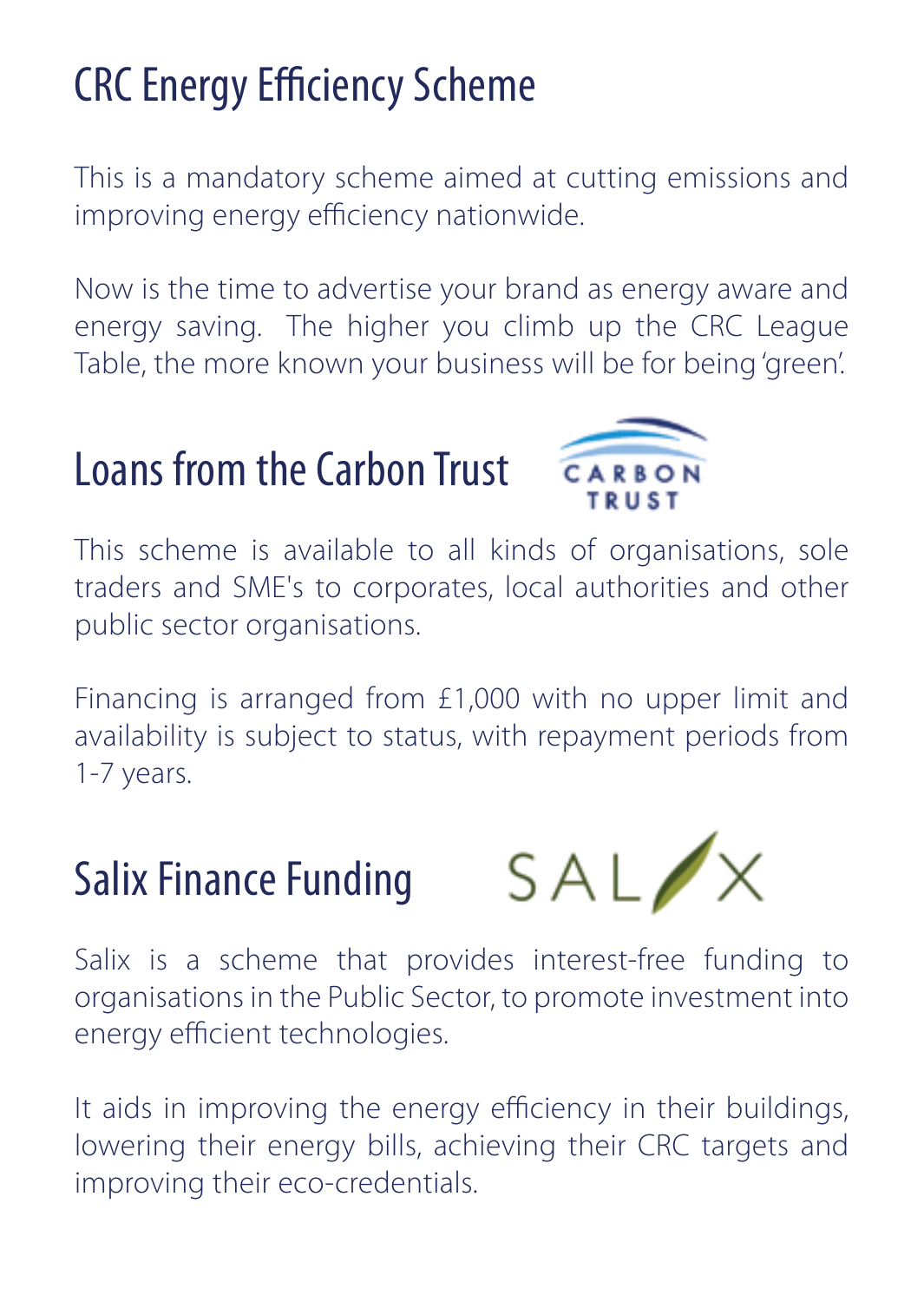# CRC Energy Efficiency Scheme

This is a mandatory scheme aimed at cutting emissions and improving energy efficiency nationwide.

Now is the time to advertise your brand as energy aware and energy saving. The higher you climb up the CRC League Table, the more known your business will be for being 'green'.

# Loans from the Carbon Trust

This scheme is available to all kinds of organisations, sole traders and SME's to corporates, local authorities and other public sector organisations.

Financing is arranged from £1,000 with no upper limit and availability is subject to status, with repayment periods from 1-7 years.

# Salix Finance Funding

Salix is a scheme that provides interest-free funding to organisations in the Public Sector, to promote investment into energy efficient technologies.

It aids in improving the energy efficiency in their buildings, lowering their energy bills, achieving their CRC targets and improving their eco-credentials.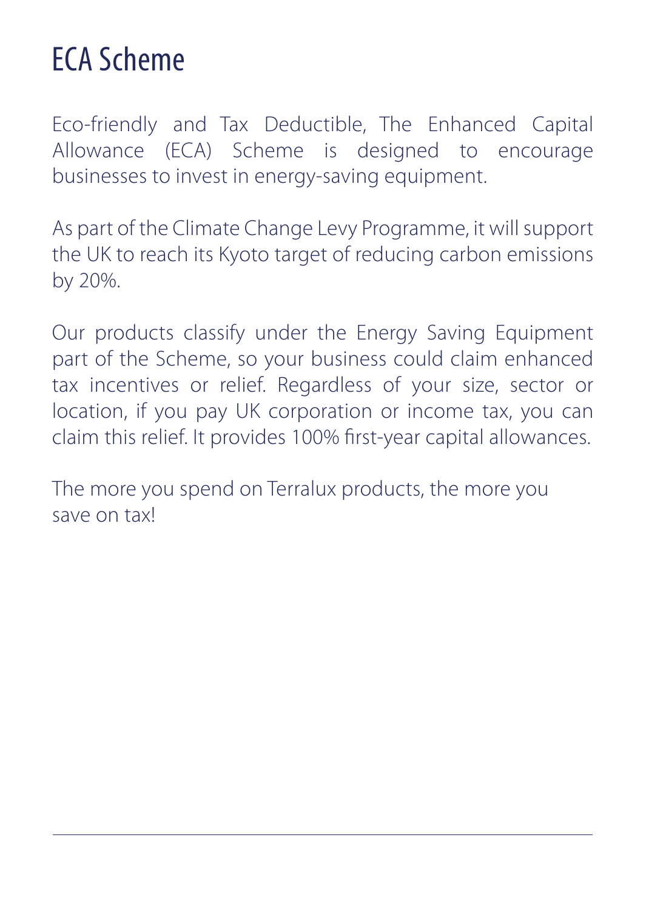# ECA Scheme

Eco-friendly and Tax Deductible, The Enhanced Capital Allowance (ECA) Scheme is designed to encourage businesses to invest in energy-saving equipment.

As part of the Climate Change Levy Programme, it will support the UK to reach its Kyoto target of reducing carbon emissions by 20%.

Our products classify under the Energy Saving Equipment part of the Scheme, so your business could claim enhanced tax incentives or relief. Regardless of your size, sector or location, if you pay UK corporation or income tax, you can claim this relief. It provides 100% first-year capital allowances.

The more you spend on Terralux products, the more you save on tax!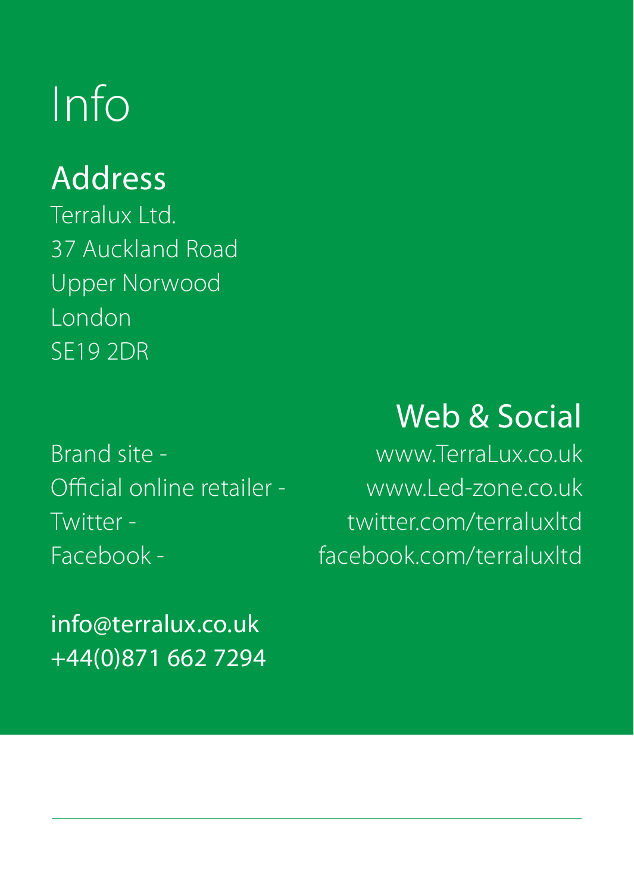# Info

## Address

Terralux Ltd.
37 Auckland Road
Upper Norwood
London
SE19 2DR

## Web & Social

Brand site - www.TerraLux.co.uk
Official online retailer - www.Led-zone.co.uk
Twitter - twitter.com/terraluxltd
Facebook - facebook.com/terraluxltd

info@terralux.co.uk
+44(0)871 662 7294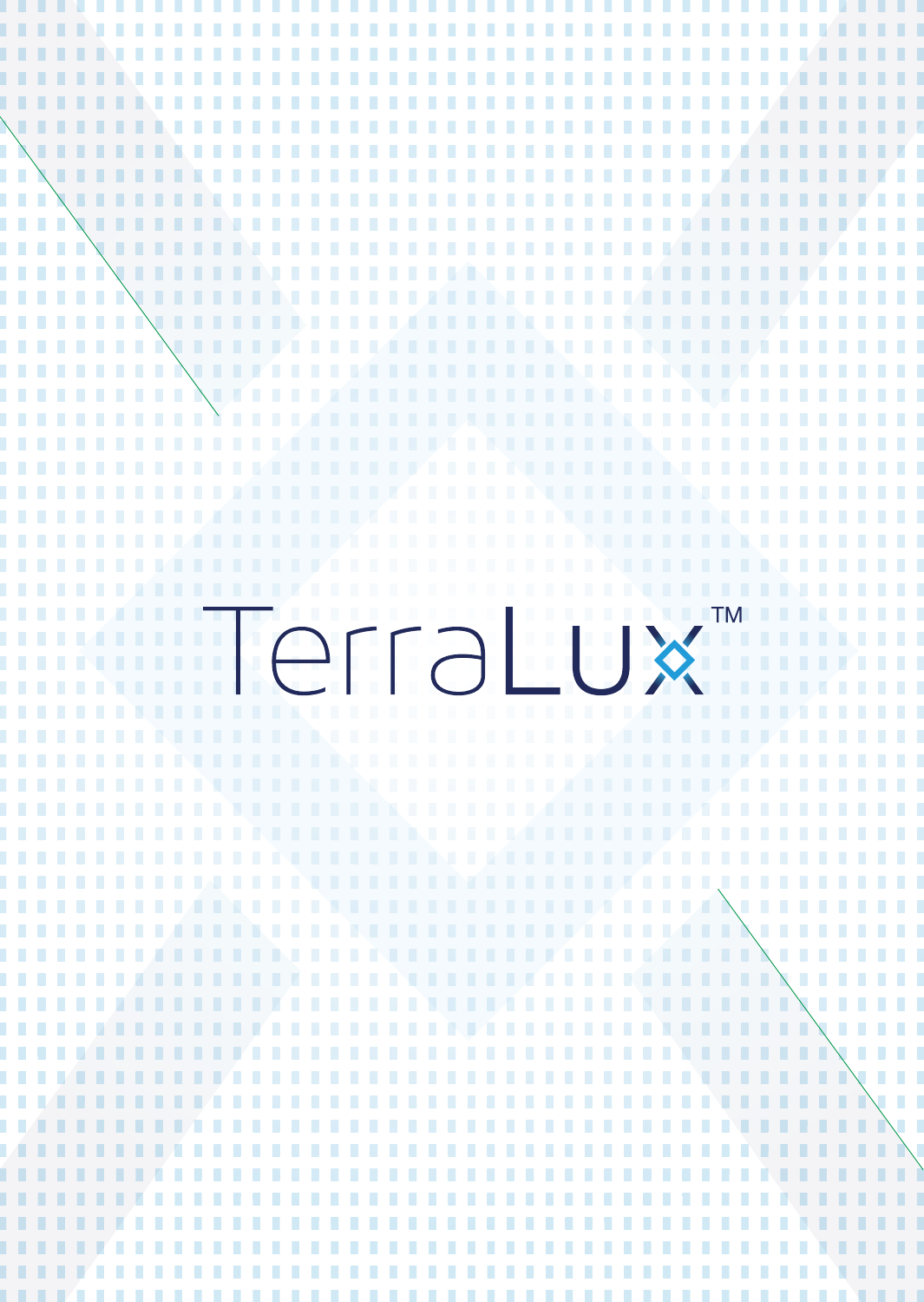TerraLux™